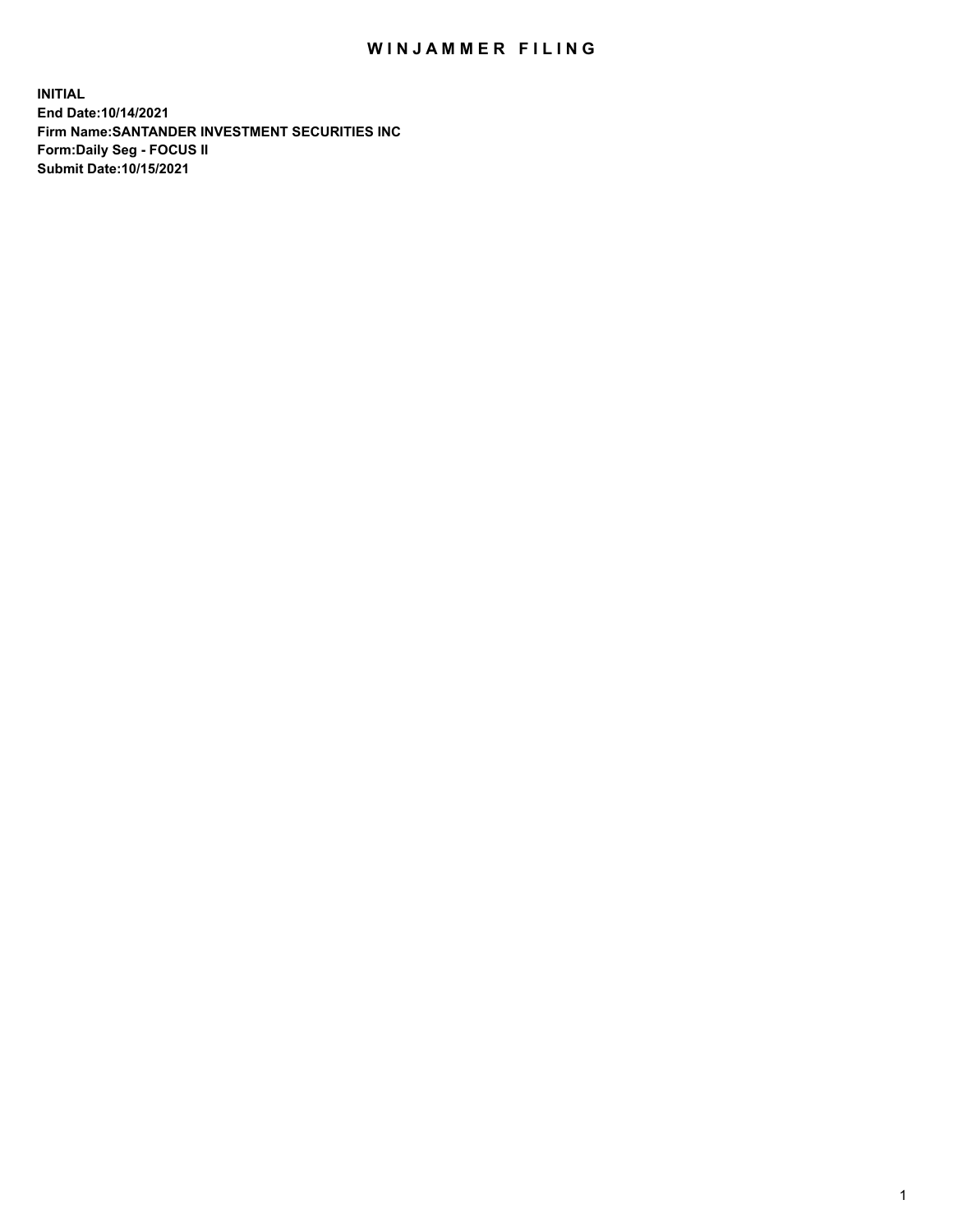# WINJAMMER FILING

**INITIAL**
**End Date:10/14/2021**
**Firm Name:SANTANDER INVESTMENT SECURITIES INC**
**Form:Daily Seg - FOCUS II**
**Submit Date:10/15/2021**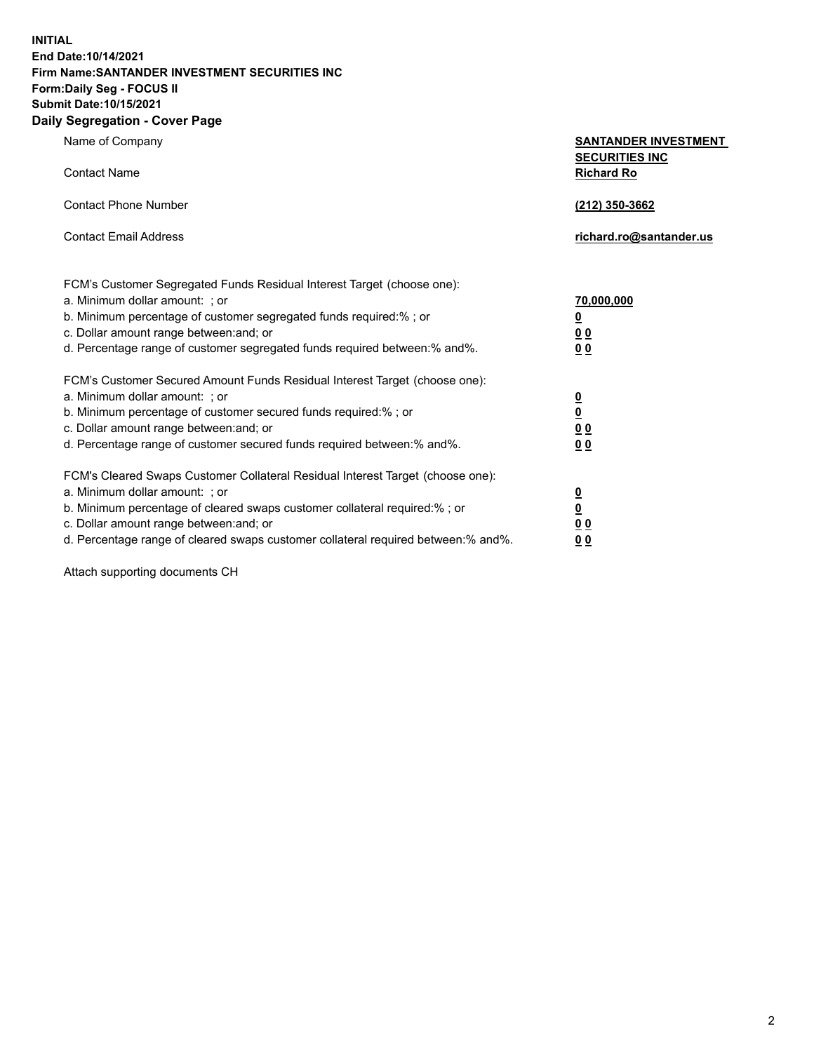**INITIAL**
**End Date:10/14/2021**
**Firm Name:SANTANDER INVESTMENT SECURITIES INC**
**Form:Daily Seg - FOCUS II**
**Submit Date:10/15/2021**

## Daily Segregation - Cover Page

| | |
|---|---|
| Name of Company | **SANTANDER INVESTMENT SECURITIES INC** |
| Contact Name | **Richard Ro** |
| Contact Phone Number | **(212) 350-3662** |
| Contact Email Address | **richard.ro@santander.us** |

| | |
|---|---|
| FCM's Customer Segregated Funds Residual Interest Target (choose one): | |
| a. Minimum dollar amount: ; or | **70,000,000** |
| b. Minimum percentage of customer segregated funds required:% ; or | **0** |
| c. Dollar amount range between:and; or | **0 0** |
| d. Percentage range of customer segregated funds required between:% and%. | **0 0** |
| FCM's Customer Secured Amount Funds Residual Interest Target (choose one): | |
| a. Minimum dollar amount: ; or | **0** |
| b. Minimum percentage of customer secured funds required:% ; or | **0** |
| c. Dollar amount range between:and; or | **0 0** |
| d. Percentage range of customer secured funds required between:% and%. | **0 0** |
| FCM's Cleared Swaps Customer Collateral Residual Interest Target (choose one): | |
| a. Minimum dollar amount: ; or | **0** |
| b. Minimum percentage of cleared swaps customer collateral required:% ; or | **0** |
| c. Dollar amount range between:and; or | **0 0** |
| d. Percentage range of cleared swaps customer collateral required between:% and%. | **0 0** |

Attach supporting documents CH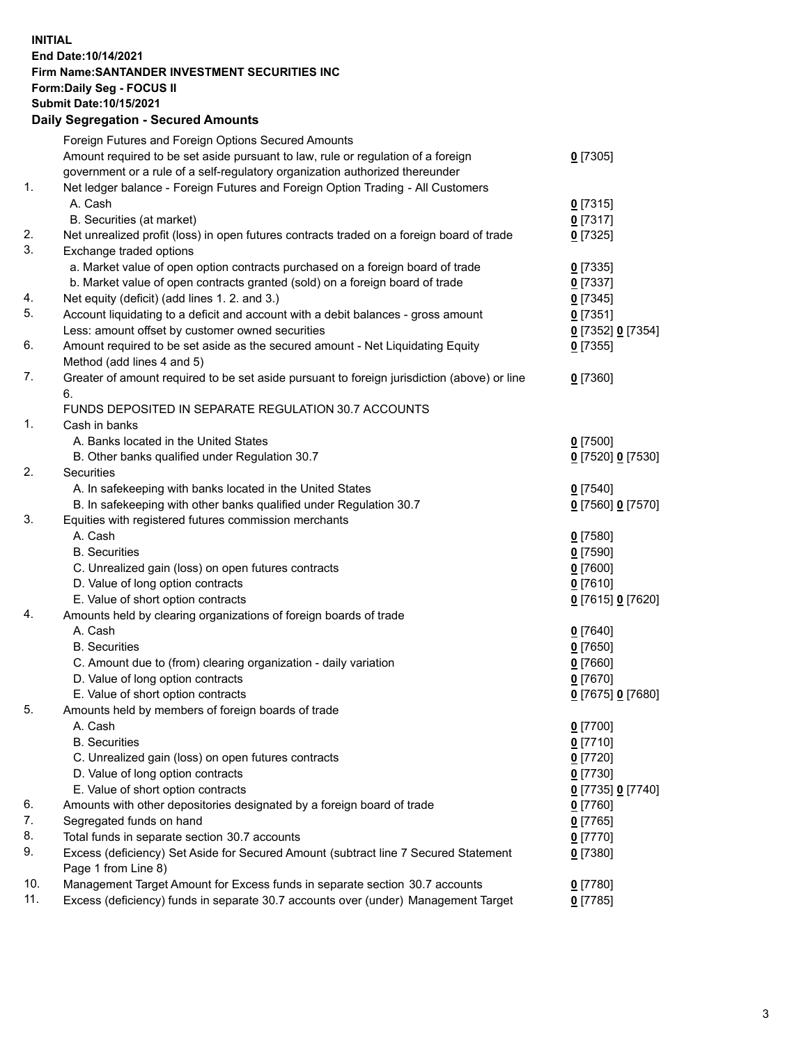**INITIAL**
**End Date:10/14/2021**
**Firm Name:SANTANDER INVESTMENT SECURITIES INC**
**Form:Daily Seg - FOCUS II**
**Submit Date:10/15/2021**

## Daily Segregation - Secured Amounts

| | | |
|---|---|---|
| | Foreign Futures and Foreign Options Secured Amounts | |
| | Amount required to be set aside pursuant to law, rule or regulation of a foreign government or a rule of a self-regulatory organization authorized thereunder | 0 [7305] |
| 1. | Net ledger balance - Foreign Futures and Foreign Option Trading - All Customers | |
| | A. Cash | 0 [7315] |
| | B. Securities (at market) | 0 [7317] |
| 2. | Net unrealized profit (loss) in open futures contracts traded on a foreign board of trade | 0 [7325] |
| 3. | Exchange traded options | |
| | a. Market value of open option contracts purchased on a foreign board of trade | 0 [7335] |
| | b. Market value of open contracts granted (sold) on a foreign board of trade | 0 [7337] |
| 4. | Net equity (deficit) (add lines 1. 2. and 3.) | 0 [7345] |
| 5. | Account liquidating to a deficit and account with a debit balances - gross amount | 0 [7351] |
| | Less: amount offset by customer owned securities | 0 [7352] 0 [7354] |
| 6. | Amount required to be set aside as the secured amount - Net Liquidating Equity Method (add lines 4 and 5) | 0 [7355] |
| 7. | Greater of amount required to be set aside pursuant to foreign jurisdiction (above) or line 6. | 0 [7360] |
| | FUNDS DEPOSITED IN SEPARATE REGULATION 30.7 ACCOUNTS | |
| 1. | Cash in banks | |
| | A. Banks located in the United States | 0 [7500] |
| | B. Other banks qualified under Regulation 30.7 | 0 [7520] 0 [7530] |
| 2. | Securities | |
| | A. In safekeeping with banks located in the United States | 0 [7540] |
| | B. In safekeeping with other banks qualified under Regulation 30.7 | 0 [7560] 0 [7570] |
| 3. | Equities with registered futures commission merchants | |
| | A. Cash | 0 [7580] |
| | B. Securities | 0 [7590] |
| | C. Unrealized gain (loss) on open futures contracts | 0 [7600] |
| | D. Value of long option contracts | 0 [7610] |
| | E. Value of short option contracts | 0 [7615] 0 [7620] |
| 4. | Amounts held by clearing organizations of foreign boards of trade | |
| | A. Cash | 0 [7640] |
| | B. Securities | 0 [7650] |
| | C. Amount due to (from) clearing organization - daily variation | 0 [7660] |
| | D. Value of long option contracts | 0 [7670] |
| | E. Value of short option contracts | 0 [7675] 0 [7680] |
| 5. | Amounts held by members of foreign boards of trade | |
| | A. Cash | 0 [7700] |
| | B. Securities | 0 [7710] |
| | C. Unrealized gain (loss) on open futures contracts | 0 [7720] |
| | D. Value of long option contracts | 0 [7730] |
| | E. Value of short option contracts | 0 [7735] 0 [7740] |
| 6. | Amounts with other depositories designated by a foreign board of trade | 0 [7760] |
| 7. | Segregated funds on hand | 0 [7765] |
| 8. | Total funds in separate section 30.7 accounts | 0 [7770] |
| 9. | Excess (deficiency) Set Aside for Secured Amount (subtract line 7 Secured Statement Page 1 from Line 8) | 0 [7380] |
| 10. | Management Target Amount for Excess funds in separate section 30.7 accounts | 0 [7780] |
| 11. | Excess (deficiency) funds in separate 30.7 accounts over (under) Management Target | 0 [7785] |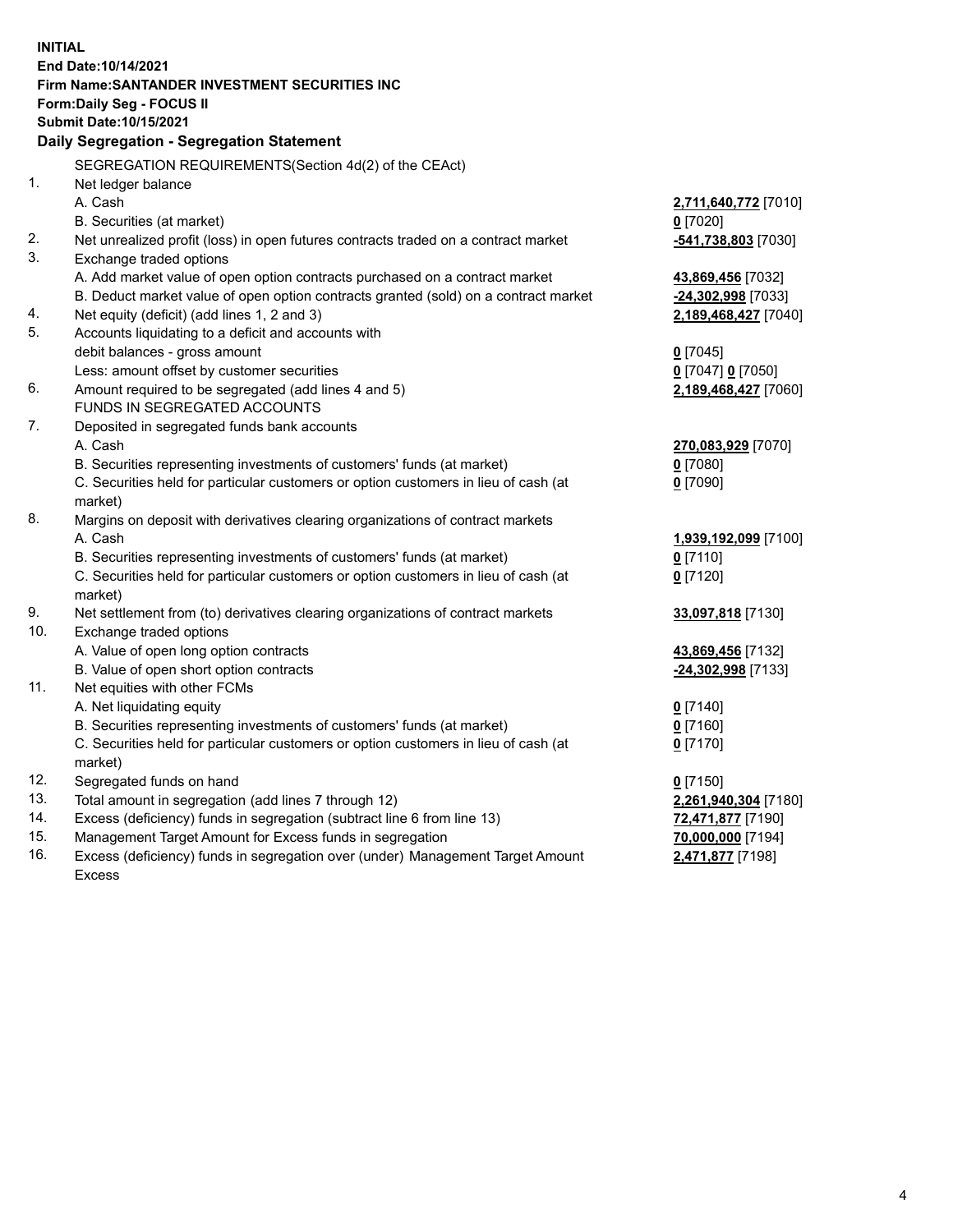**INITIAL**
**End Date:10/14/2021**
**Firm Name:SANTANDER INVESTMENT SECURITIES INC**
**Form:Daily Seg - FOCUS II**
**Submit Date:10/15/2021**

### Daily Segregation - Segregation Statement

SEGREGATION REQUIREMENTS(Section 4d(2) of the CEAct)

| | | |
|---|---|---|
| 1. | Net ledger balance | |
| | A. Cash | **2,711,640,772** [7010] |
| | B. Securities (at market) | **0** [7020] |
| 2. | Net unrealized profit (loss) in open futures contracts traded on a contract market | **-541,738,803** [7030] |
| 3. | Exchange traded options | |
| | A. Add market value of open option contracts purchased on a contract market | **43,869,456** [7032] |
| | B. Deduct market value of open option contracts granted (sold) on a contract market | **-24,302,998** [7033] |
| 4. | Net equity (deficit) (add lines 1, 2 and 3) | **2,189,468,427** [7040] |
| 5. | Accounts liquidating to a deficit and accounts with | |
| | debit balances - gross amount | **0** [7045] |
| | Less: amount offset by customer securities | **0** [7047] **0** [7050] |
| 6. | Amount required to be segregated (add lines 4 and 5) | **2,189,468,427** [7060] |
| | FUNDS IN SEGREGATED ACCOUNTS | |
| 7. | Deposited in segregated funds bank accounts | |
| | A. Cash | **270,083,929** [7070] |
| | B. Securities representing investments of customers' funds (at market) | **0** [7080] |
| | C. Securities held for particular customers or option customers in lieu of cash (at market) | **0** [7090] |
| 8. | Margins on deposit with derivatives clearing organizations of contract markets | |
| | A. Cash | **1,939,192,099** [7100] |
| | B. Securities representing investments of customers' funds (at market) | **0** [7110] |
| | C. Securities held for particular customers or option customers in lieu of cash (at market) | **0** [7120] |
| 9. | Net settlement from (to) derivatives clearing organizations of contract markets | **33,097,818** [7130] |
| 10. | Exchange traded options | |
| | A. Value of open long option contracts | **43,869,456** [7132] |
| | B. Value of open short option contracts | **-24,302,998** [7133] |
| 11. | Net equities with other FCMs | |
| | A. Net liquidating equity | **0** [7140] |
| | B. Securities representing investments of customers' funds (at market) | **0** [7160] |
| | C. Securities held for particular customers or option customers in lieu of cash (at market) | **0** [7170] |
| 12. | Segregated funds on hand | **0** [7150] |
| 13. | Total amount in segregation (add lines 7 through 12) | **2,261,940,304** [7180] |
| 14. | Excess (deficiency) funds in segregation (subtract line 6 from line 13) | **72,471,877** [7190] |
| 15. | Management Target Amount for Excess funds in segregation | **70,000,000** [7194] |
| 16. | Excess (deficiency) funds in segregation over (under) Management Target Amount Excess | **2,471,877** [7198] |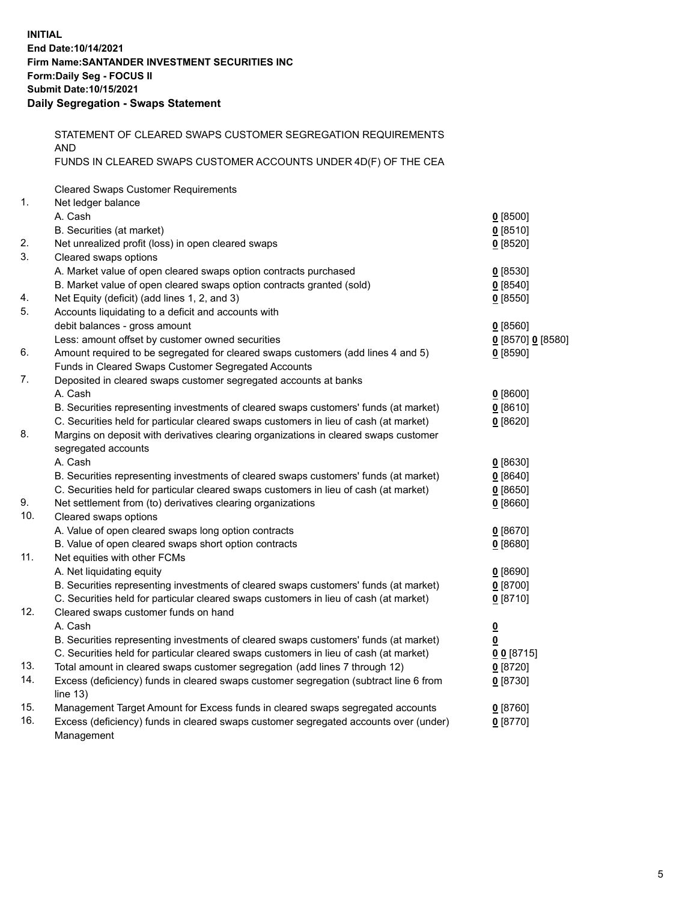**INITIAL**
**End Date:10/14/2021**
**Firm Name:SANTANDER INVESTMENT SECURITIES INC**
**Form:Daily Seg - FOCUS II**
**Submit Date:10/15/2021**
**Daily Segregation - Swaps Statement**

STATEMENT OF CLEARED SWAPS CUSTOMER SEGREGATION REQUIREMENTS AND FUNDS IN CLEARED SWAPS CUSTOMER ACCOUNTS UNDER 4D(F) OF THE CEA

| | | |
|---|---|---|
| | Cleared Swaps Customer Requirements | |
| 1. | Net ledger balance | |
| | A. Cash | 0 [8500] |
| | B. Securities (at market) | 0 [8510] |
| 2. | Net unrealized profit (loss) in open cleared swaps | 0 [8520] |
| 3. | Cleared swaps options | |
| | A. Market value of open cleared swaps option contracts purchased | 0 [8530] |
| | B. Market value of open cleared swaps option contracts granted (sold) | 0 [8540] |
| 4. | Net Equity (deficit) (add lines 1, 2, and 3) | 0 [8550] |
| 5. | Accounts liquidating to a deficit and accounts with debit balances - gross amount | 0 [8560] |
| | Less: amount offset by customer owned securities | 0 [8570] 0 [8580] |
| 6. | Amount required to be segregated for cleared swaps customers (add lines 4 and 5) | 0 [8590] |
| | Funds in Cleared Swaps Customer Segregated Accounts | |
| 7. | Deposited in cleared swaps customer segregated accounts at banks | |
| | A. Cash | 0 [8600] |
| | B. Securities representing investments of cleared swaps customers' funds (at market) | 0 [8610] |
| | C. Securities held for particular cleared swaps customers in lieu of cash (at market) | 0 [8620] |
| 8. | Margins on deposit with derivatives clearing organizations in cleared swaps customer segregated accounts | |
| | A. Cash | 0 [8630] |
| | B. Securities representing investments of cleared swaps customers' funds (at market) | 0 [8640] |
| | C. Securities held for particular cleared swaps customers in lieu of cash (at market) | 0 [8650] |
| 9. | Net settlement from (to) derivatives clearing organizations | 0 [8660] |
| 10. | Cleared swaps options | |
| | A. Value of open cleared swaps long option contracts | 0 [8670] |
| | B. Value of open cleared swaps short option contracts | 0 [8680] |
| 11. | Net equities with other FCMs | |
| | A. Net liquidating equity | 0 [8690] |
| | B. Securities representing investments of cleared swaps customers' funds (at market) | 0 [8700] |
| | C. Securities held for particular cleared swaps customers in lieu of cash (at market) | 0 [8710] |
| 12. | Cleared swaps customer funds on hand | |
| | A. Cash | 0 |
| | B. Securities representing investments of cleared swaps customers' funds (at market) | 0 |
| | C. Securities held for particular cleared swaps customers in lieu of cash (at market) | 0 0 [8715] |
| 13. | Total amount in cleared swaps customer segregation (add lines 7 through 12) | 0 [8720] |
| 14. | Excess (deficiency) funds in cleared swaps customer segregation (subtract line 6 from line 13) | 0 [8730] |
| 15. | Management Target Amount for Excess funds in cleared swaps segregated accounts | 0 [8760] |
| 16. | Excess (deficiency) funds in cleared swaps customer segregated accounts over (under) Management | 0 [8770] |